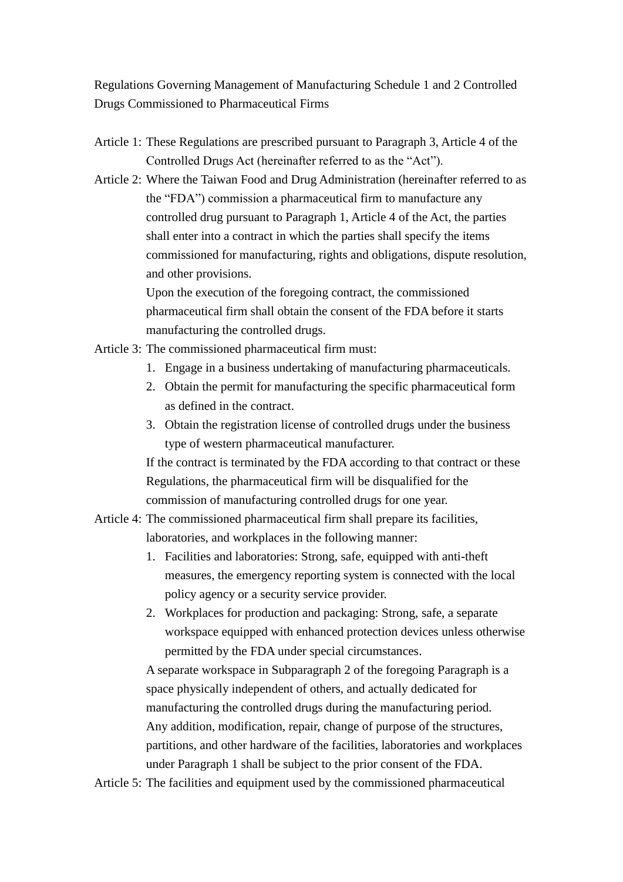# Regulations Governing Management of Manufacturing Schedule 1 and 2 Controlled Drugs Commissioned to Pharmaceutical Firms

Article 1: These Regulations are prescribed pursuant to Paragraph 3, Article 4 of the Controlled Drugs Act (hereinafter referred to as the "Act").

Article 2: Where the Taiwan Food and Drug Administration (hereinafter referred to as the "FDA") commission a pharmaceutical firm to manufacture any controlled drug pursuant to Paragraph 1, Article 4 of the Act, the parties shall enter into a contract in which the parties shall specify the items commissioned for manufacturing, rights and obligations, dispute resolution, and other provisions.

Upon the execution of the foregoing contract, the commissioned pharmaceutical firm shall obtain the consent of the FDA before it starts manufacturing the controlled drugs.

Article 3: The commissioned pharmaceutical firm must:

1. Engage in a business undertaking of manufacturing pharmaceuticals.
2. Obtain the permit for manufacturing the specific pharmaceutical form as defined in the contract.
3. Obtain the registration license of controlled drugs under the business type of western pharmaceutical manufacturer.

If the contract is terminated by the FDA according to that contract or these Regulations, the pharmaceutical firm will be disqualified for the commission of manufacturing controlled drugs for one year.

Article 4: The commissioned pharmaceutical firm shall prepare its facilities, laboratories, and workplaces in the following manner:

1. Facilities and laboratories: Strong, safe, equipped with anti-theft measures, the emergency reporting system is connected with the local policy agency or a security service provider.
2. Workplaces for production and packaging: Strong, safe, a separate workspace equipped with enhanced protection devices unless otherwise permitted by the FDA under special circumstances.

A separate workspace in Subparagraph 2 of the foregoing Paragraph is a space physically independent of others, and actually dedicated for manufacturing the controlled drugs during the manufacturing period.

Any addition, modification, repair, change of purpose of the structures, partitions, and other hardware of the facilities, laboratories and workplaces under Paragraph 1 shall be subject to the prior consent of the FDA.

Article 5: The facilities and equipment used by the commissioned pharmaceutical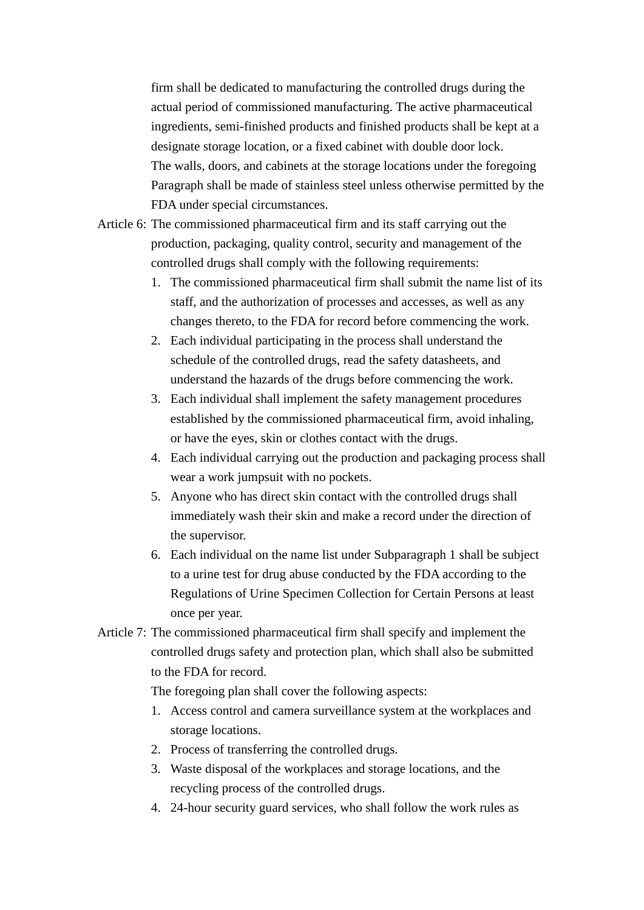firm shall be dedicated to manufacturing the controlled drugs during the actual period of commissioned manufacturing. The active pharmaceutical ingredients, semi-finished products and finished products shall be kept at a designate storage location, or a fixed cabinet with double door lock.

The walls, doors, and cabinets at the storage locations under the foregoing Paragraph shall be made of stainless steel unless otherwise permitted by the FDA under special circumstances.

Article 6: The commissioned pharmaceutical firm and its staff carrying out the production, packaging, quality control, security and management of the controlled drugs shall comply with the following requirements:

1. The commissioned pharmaceutical firm shall submit the name list of its staff, and the authorization of processes and accesses, as well as any changes thereto, to the FDA for record before commencing the work.
2. Each individual participating in the process shall understand the schedule of the controlled drugs, read the safety datasheets, and understand the hazards of the drugs before commencing the work.
3. Each individual shall implement the safety management procedures established by the commissioned pharmaceutical firm, avoid inhaling, or have the eyes, skin or clothes contact with the drugs.
4. Each individual carrying out the production and packaging process shall wear a work jumpsuit with no pockets.
5. Anyone who has direct skin contact with the controlled drugs shall immediately wash their skin and make a record under the direction of the supervisor.
6. Each individual on the name list under Subparagraph 1 shall be subject to a urine test for drug abuse conducted by the FDA according to the Regulations of Urine Specimen Collection for Certain Persons at least once per year.

Article 7: The commissioned pharmaceutical firm shall specify and implement the controlled drugs safety and protection plan, which shall also be submitted to the FDA for record.

The foregoing plan shall cover the following aspects:

1. Access control and camera surveillance system at the workplaces and storage locations.
2. Process of transferring the controlled drugs.
3. Waste disposal of the workplaces and storage locations, and the recycling process of the controlled drugs.
4. 24-hour security guard services, who shall follow the work rules as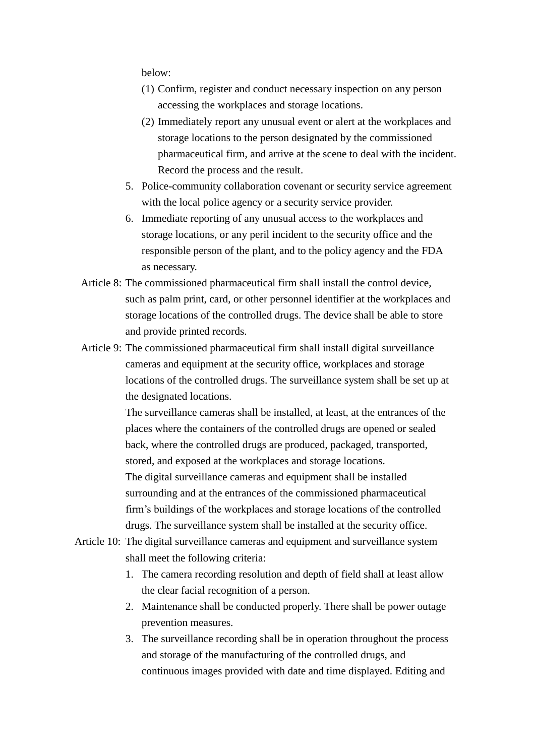below:

(1) Confirm, register and conduct necessary inspection on any person accessing the workplaces and storage locations.

(2) Immediately report any unusual event or alert at the workplaces and storage locations to the person designated by the commissioned pharmaceutical firm, and arrive at the scene to deal with the incident. Record the process and the result.

5. Police-community collaboration covenant or security service agreement with the local police agency or a security service provider.
6. Immediate reporting of any unusual access to the workplaces and storage locations, or any peril incident to the security office and the responsible person of the plant, and to the policy agency and the FDA as necessary.

Article 8: The commissioned pharmaceutical firm shall install the control device, such as palm print, card, or other personnel identifier at the workplaces and storage locations of the controlled drugs. The device shall be able to store and provide printed records.

Article 9: The commissioned pharmaceutical firm shall install digital surveillance cameras and equipment at the security office, workplaces and storage locations of the controlled drugs. The surveillance system shall be set up at the designated locations.

The surveillance cameras shall be installed, at least, at the entrances of the places where the containers of the controlled drugs are opened or sealed back, where the controlled drugs are produced, packaged, transported, stored, and exposed at the workplaces and storage locations.

The digital surveillance cameras and equipment shall be installed surrounding and at the entrances of the commissioned pharmaceutical firm's buildings of the workplaces and storage locations of the controlled drugs. The surveillance system shall be installed at the security office.

Article 10: The digital surveillance cameras and equipment and surveillance system shall meet the following criteria:

1. The camera recording resolution and depth of field shall at least allow the clear facial recognition of a person.
2. Maintenance shall be conducted properly. There shall be power outage prevention measures.
3. The surveillance recording shall be in operation throughout the process and storage of the manufacturing of the controlled drugs, and continuous images provided with date and time displayed. Editing and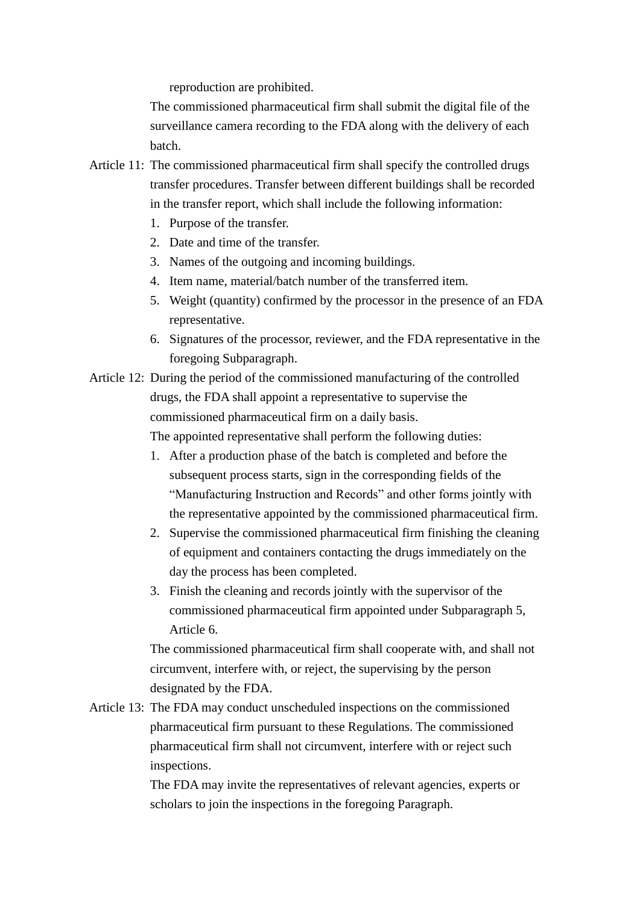reproduction are prohibited.

The commissioned pharmaceutical firm shall submit the digital file of the surveillance camera recording to the FDA along with the delivery of each batch.

Article 11: The commissioned pharmaceutical firm shall specify the controlled drugs transfer procedures. Transfer between different buildings shall be recorded in the transfer report, which shall include the following information:

1. Purpose of the transfer.
2. Date and time of the transfer.
3. Names of the outgoing and incoming buildings.
4. Item name, material/batch number of the transferred item.
5. Weight (quantity) confirmed by the processor in the presence of an FDA representative.
6. Signatures of the processor, reviewer, and the FDA representative in the foregoing Subparagraph.

Article 12: During the period of the commissioned manufacturing of the controlled drugs, the FDA shall appoint a representative to supervise the commissioned pharmaceutical firm on a daily basis.

The appointed representative shall perform the following duties:

1. After a production phase of the batch is completed and before the subsequent process starts, sign in the corresponding fields of the "Manufacturing Instruction and Records" and other forms jointly with the representative appointed by the commissioned pharmaceutical firm.
2. Supervise the commissioned pharmaceutical firm finishing the cleaning of equipment and containers contacting the drugs immediately on the day the process has been completed.
3. Finish the cleaning and records jointly with the supervisor of the commissioned pharmaceutical firm appointed under Subparagraph 5, Article 6.

The commissioned pharmaceutical firm shall cooperate with, and shall not circumvent, interfere with, or reject, the supervising by the person designated by the FDA.

Article 13: The FDA may conduct unscheduled inspections on the commissioned pharmaceutical firm pursuant to these Regulations. The commissioned pharmaceutical firm shall not circumvent, interfere with or reject such inspections.

The FDA may invite the representatives of relevant agencies, experts or scholars to join the inspections in the foregoing Paragraph.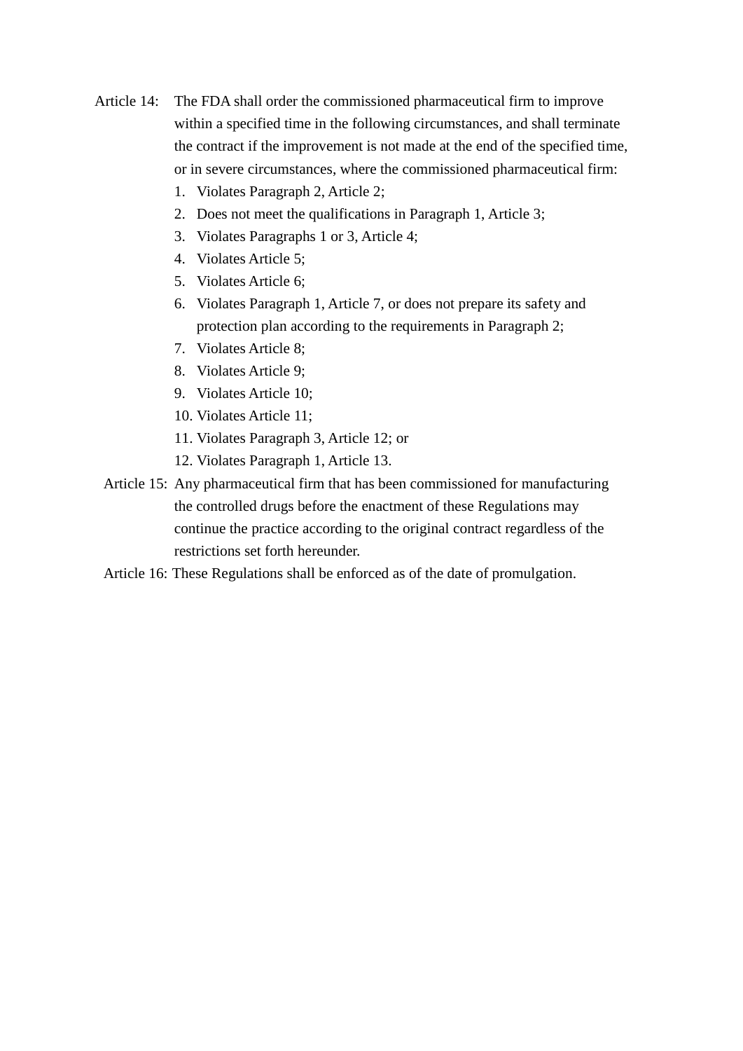Article 14: The FDA shall order the commissioned pharmaceutical firm to improve within a specified time in the following circumstances, and shall terminate the contract if the improvement is not made at the end of the specified time, or in severe circumstances, where the commissioned pharmaceutical firm:

1. Violates Paragraph 2, Article 2;
2. Does not meet the qualifications in Paragraph 1, Article 3;
3. Violates Paragraphs 1 or 3, Article 4;
4. Violates Article 5;
5. Violates Article 6;
6. Violates Paragraph 1, Article 7, or does not prepare its safety and protection plan according to the requirements in Paragraph 2;
7. Violates Article 8;
8. Violates Article 9;
9. Violates Article 10;
10. Violates Article 11;
11. Violates Paragraph 3, Article 12; or
12. Violates Paragraph 1, Article 13.

Article 15: Any pharmaceutical firm that has been commissioned for manufacturing the controlled drugs before the enactment of these Regulations may continue the practice according to the original contract regardless of the restrictions set forth hereunder.

Article 16: These Regulations shall be enforced as of the date of promulgation.